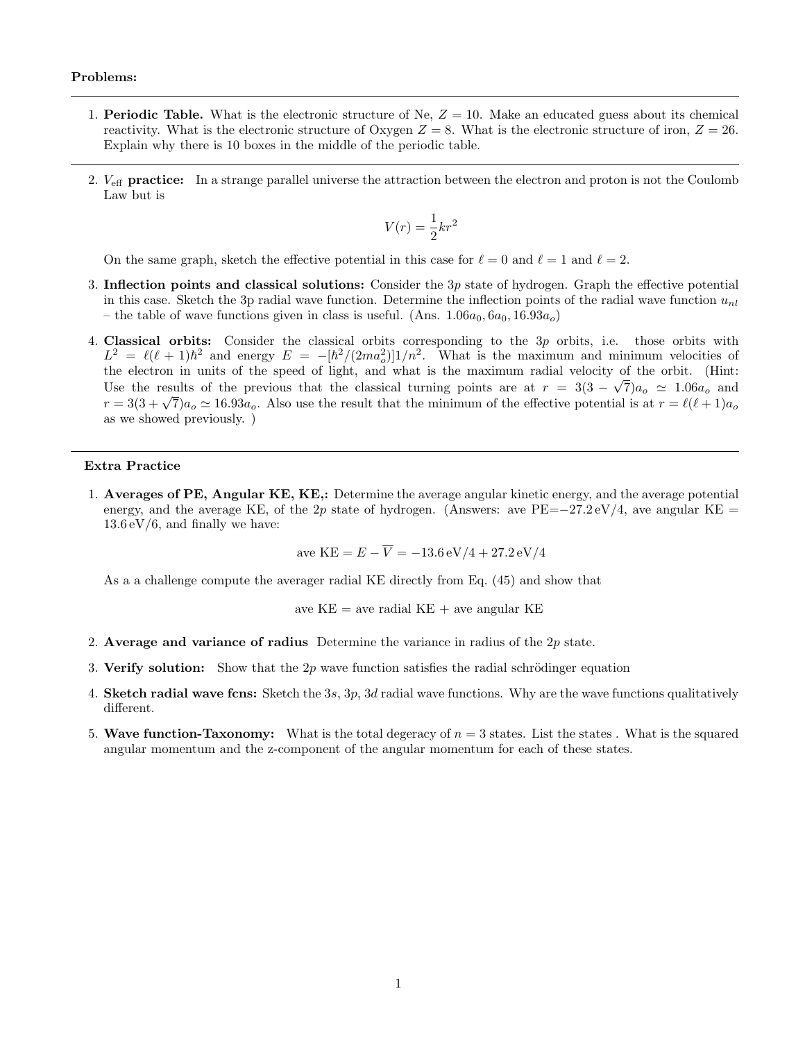**Problems:**

---

1. **Periodic Table.** What is the electronic structure of Ne, $Z = 10$. Make an educated guess about its chemical reactivity. What is the electronic structure of Oxygen $Z = 8$. What is the electronic structure of iron, $Z = 26$. Explain why there is 10 boxes in the middle of the periodic table.

---

2. $V_{\rm eff}$ **practice:** In a strange parallel universe the attraction between the electron and proton is not the Coulomb Law but is

$$V(r) = \frac{1}{2}kr^2$$

On the same graph, sketch the effective potential in this case for $\ell = 0$ and $\ell = 1$ and $\ell = 2$.

3. **Inflection points and classical solutions:** Consider the $3p$ state of hydrogen. Graph the effective potential in this case. Sketch the 3p radial wave function. Determine the inflection points of the radial wave function $u_{nl}$ – the table of wave functions given in class is useful. (Ans. $1.06a_0, 6a_0, 16.93a_o$)

4. **Classical orbits:** Consider the classical orbits corresponding to the $3p$ orbits, i.e. those orbits with $L^2 = \ell(\ell+1)\hbar^2$ and energy $E = -[\hbar^2/(2ma_o^2)]1/n^2$. What is the maximum and minimum velocities of the electron in units of the speed of light, and what is the maximum radial velocity of the orbit. (Hint: Use the results of the previous that the classical turning points are at $r = 3(3-\sqrt{7})a_o \simeq 1.06a_o$ and $r = 3(3+\sqrt{7})a_o \simeq 16.93a_o$. Also use the result that the minimum of the effective potential is at $r = \ell(\ell+1)a_o$ as we showed previously. )

---

**Extra Practice**

1. **Averages of PE, Angular KE, KE,:** Determine the average angular kinetic energy, and the average potential energy, and the average KE, of the $2p$ state of hydrogen. (Answers: ave PE$=-27.2\,\mathrm{eV}/4$, ave angular KE $= 13.6\,\mathrm{eV}/6$, and finally we have:

$$\text{ave KE} = E - \overline{V} = -13.6\,\mathrm{eV}/4 + 27.2\,\mathrm{eV}/4$$

As a a challenge compute the averager radial KE directly from Eq. (45) and show that

$$\text{ave KE} = \text{ave radial KE} + \text{ave angular KE}$$

2. **Average and variance of radius** Determine the variance in radius of the $2p$ state.

3. **Verify solution:** Show that the $2p$ wave function satisfies the radial schrödinger equation

4. **Sketch radial wave fcns:** Sketch the $3s$, $3p$, $3d$ radial wave functions. Why are the wave functions qualitatively different.

5. **Wave function-Taxonomy:** What is the total degeracy of $n = 3$ states. List the states . What is the squared angular momentum and the z-component of the angular momentum for each of these states.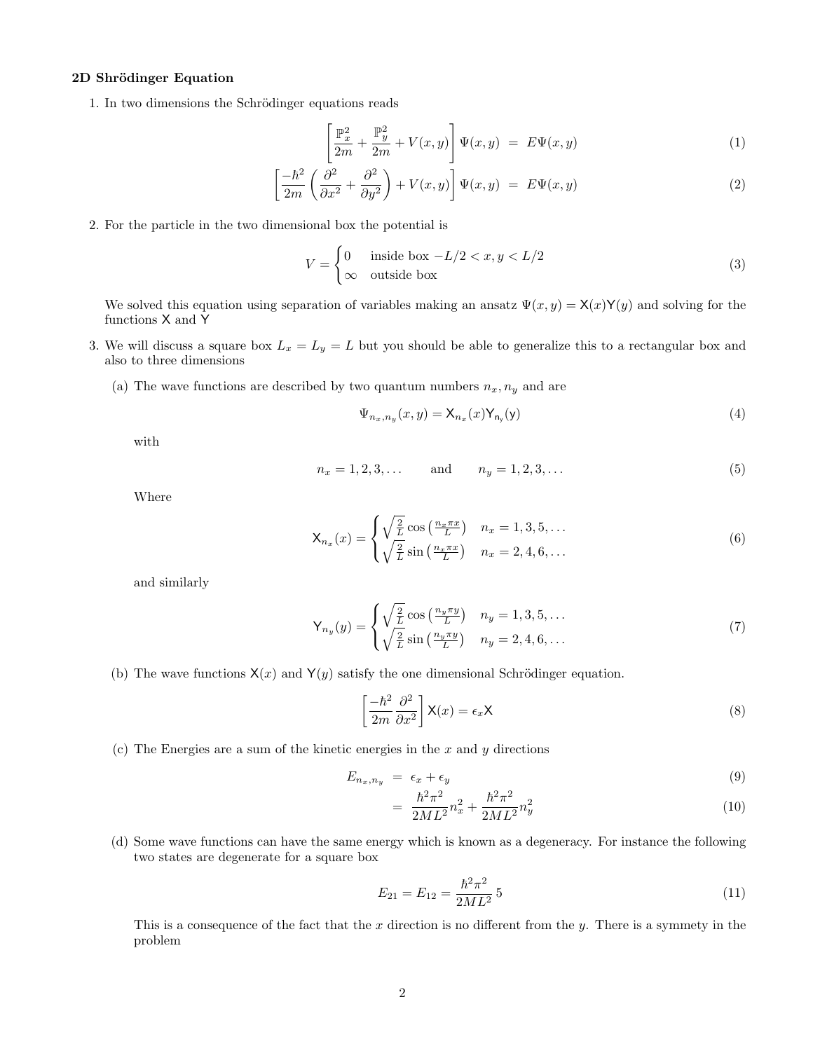### 2D Shrödinger Equation

1. In two dimensions the Schrödinger equations reads

$$\left[\frac{\mathbb{P}_x^2}{2m} + \frac{\mathbb{P}_y^2}{2m} + V(x,y)\right]\Psi(x,y) = E\Psi(x,y) \tag{1}$$

$$\left[\frac{-\hbar^2}{2m}\left(\frac{\partial^2}{\partial x^2} + \frac{\partial^2}{\partial y^2}\right) + V(x,y)\right]\Psi(x,y) = E\Psi(x,y) \tag{2}$$

2. For the particle in the two dimensional box the potential is

$$V = \begin{cases} 0 & \text{inside box } -L/2 < x, y < L/2 \\ \infty & \text{outside box} \end{cases} \tag{3}$$

   We solved this equation using separation of variables making an ansatz $\Psi(x,y) = \mathsf{X}(x)\mathsf{Y}(y)$ and solving for the functions $\mathsf{X}$ and $\mathsf{Y}$

3. We will discuss a square box $L_x = L_y = L$ but you should be able to generalize this to a rectangular box and also to three dimensions

   (a) The wave functions are described by two quantum numbers $n_x, n_y$ and are

$$\Psi_{n_x,n_y}(x,y) = \mathsf{X}_{n_x}(x)\mathsf{Y}_{\mathsf{n_y}}(\mathsf{y}) \tag{4}$$

   with

$$n_x = 1, 2, 3, \ldots \qquad \text{and} \qquad n_y = 1, 2, 3, \ldots \tag{5}$$

   Where

$$\mathsf{X}_{n_x}(x) = \begin{cases} \sqrt{\frac{2}{L}}\cos\left(\frac{n_x \pi x}{L}\right) & n_x = 1, 3, 5, \ldots \\ \sqrt{\frac{2}{L}}\sin\left(\frac{n_x \pi x}{L}\right) & n_x = 2, 4, 6, \ldots \end{cases} \tag{6}$$

   and similarly

$$\mathsf{Y}_{n_y}(y) = \begin{cases} \sqrt{\frac{2}{L}}\cos\left(\frac{n_y \pi y}{L}\right) & n_y = 1, 3, 5, \ldots \\ \sqrt{\frac{2}{L}}\sin\left(\frac{n_y \pi y}{L}\right) & n_y = 2, 4, 6, \ldots \end{cases} \tag{7}$$

   (b) The wave functions $\mathsf{X}(x)$ and $\mathsf{Y}(y)$ satisfy the one dimensional Schrödinger equation.

$$\left[\frac{-\hbar^2}{2m}\frac{\partial^2}{\partial x^2}\right]\mathsf{X}(x) = \epsilon_x \mathsf{X} \tag{8}$$

   (c) The Energies are a sum of the kinetic energies in the $x$ and $y$ directions

$$E_{n_x,n_y} = \epsilon_x + \epsilon_y \tag{9}$$

$$= \frac{\hbar^2\pi^2}{2ML^2}n_x^2 + \frac{\hbar^2\pi^2}{2ML^2}n_y^2 \tag{10}$$

   (d) Some wave functions can have the same energy which is known as a degeneracy. For instance the following two states are degenerate for a square box

$$E_{21} = E_{12} = \frac{\hbar^2\pi^2}{2ML^2}\,5 \tag{11}$$

   This is a consequence of the fact that the $x$ direction is no different from the $y$. There is a symmety in the problem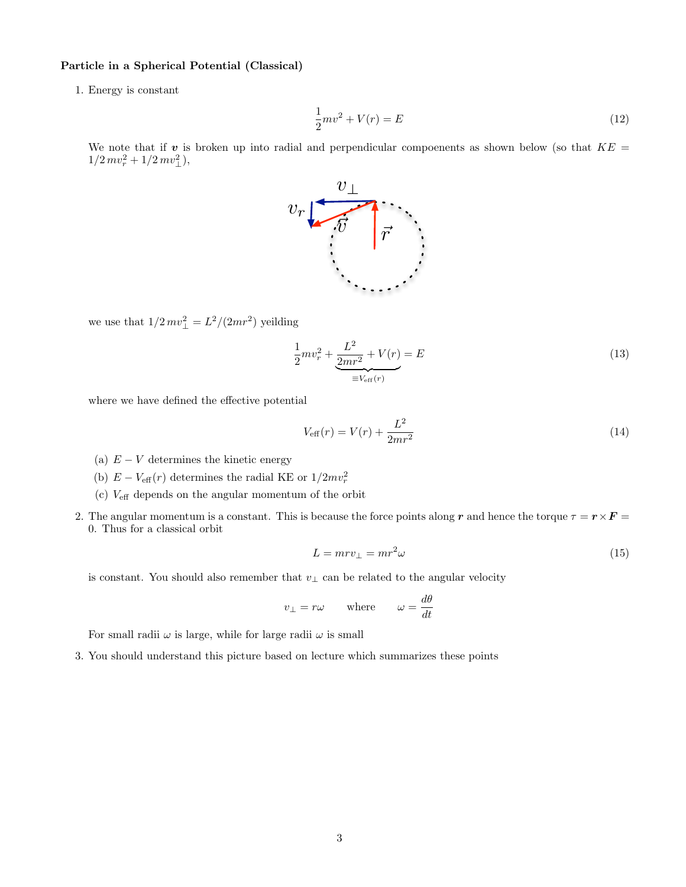**Particle in a Spherical Potential (Classical)**

1. Energy is constant

$$\frac{1}{2}mv^2 + V(r) = E \tag{12}$$

We note that if $\boldsymbol{v}$ is broken up into radial and perpendicular compoenents as shown below (so that $KE = 1/2\, mv_r^2 + 1/2\, mv_\perp^2$),

we use that $1/2\, mv_\perp^2 = L^2/(2mr^2)$ yeilding

$$\frac{1}{2}mv_r^2 + \underbrace{\frac{L^2}{2mr^2} + V(r)}_{\equiv V_{\rm eff}(r)} = E \tag{13}$$

where we have defined the effective potential

$$V_{\rm eff}(r) = V(r) + \frac{L^2}{2mr^2} \tag{14}$$

   (a) $E - V$ determines the kinetic energy

   (b) $E - V_{\rm eff}(r)$ determines the radial KE or $1/2mv_r^2$

   (c) $V_{\rm eff}$ depends on the angular momentum of the orbit

2. The angular momentum is a constant. This is because the force points along $\boldsymbol{r}$ and hence the torque $\tau = \boldsymbol{r} \times \boldsymbol{F} = 0$. Thus for a classical orbit

$$L = mrv_\perp = mr^2\omega \tag{15}$$

is constant. You should also remember that $v_\perp$ can be related to the angular velocity

$$v_\perp = r\omega \qquad \text{where} \qquad \omega = \frac{d\theta}{dt}$$

For small radii $\omega$ is large, while for large radii $\omega$ is small

3. You should understand this picture based on lecture which summarizes these points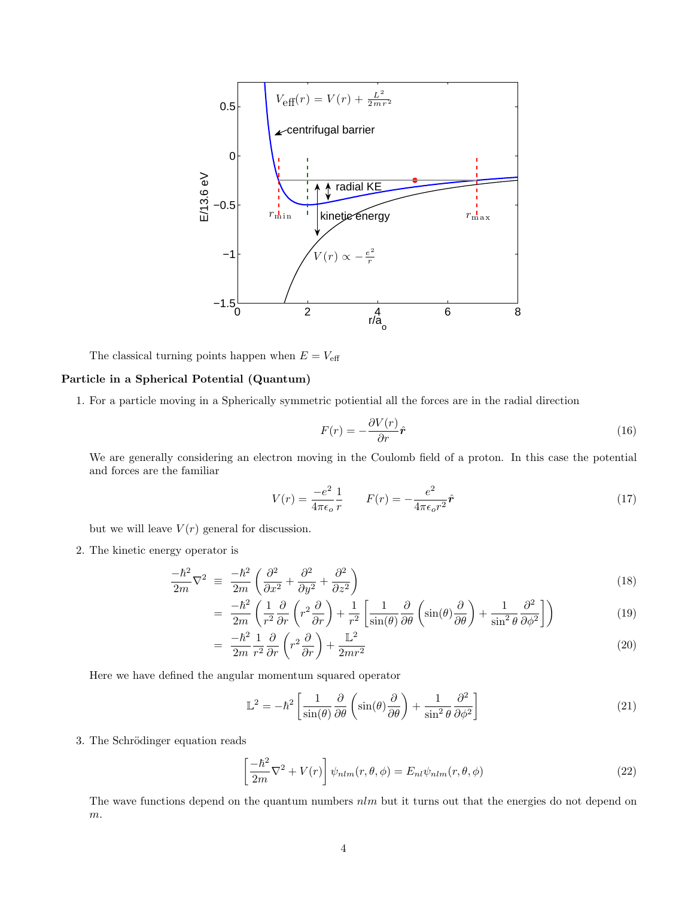The classical turning points happen when $E = V_{\rm eff}$

**Particle in a Spherical Potential (Quantum)**

1. For a particle moving in a Spherically symmetric potiential all the forces are in the radial direction

$$F(r) = -\frac{\partial V(r)}{\partial r}\hat{\boldsymbol{r}} \tag{16}$$

We are generally considering an electron moving in the Coulomb field of a proton. In this case the potential and forces are the familiar

$$V(r) = \frac{-e^2}{4\pi\epsilon_o}\frac{1}{r} \qquad F(r) = -\frac{e^2}{4\pi\epsilon_o r^2}\hat{\boldsymbol{r}} \tag{17}$$

but we will leave $V(r)$ general for discussion.

2. The kinetic energy operator is

$$\begin{aligned}
\frac{-\hbar^2}{2m}\nabla^2 &\equiv \frac{-\hbar^2}{2m}\left(\frac{\partial^2}{\partial x^2} + \frac{\partial^2}{\partial y^2} + \frac{\partial^2}{\partial z^2}\right) && (18)\\
&= \frac{-\hbar^2}{2m}\left(\frac{1}{r^2}\frac{\partial}{\partial r}\left(r^2\frac{\partial}{\partial r}\right) + \frac{1}{r^2}\left[\frac{1}{\sin(\theta)}\frac{\partial}{\partial\theta}\left(\sin(\theta)\frac{\partial}{\partial\theta}\right) + \frac{1}{\sin^2\theta}\frac{\partial^2}{\partial\phi^2}\right]\right) && (19)\\
&= \frac{-\hbar^2}{2m}\frac{1}{r^2}\frac{\partial}{\partial r}\left(r^2\frac{\partial}{\partial r}\right) + \frac{\mathbb{L}^2}{2mr^2} && (20)
\end{aligned}$$

Here we have defined the angular momentum squared operator

$$\mathbb{L}^2 = -\hbar^2\left[\frac{1}{\sin(\theta)}\frac{\partial}{\partial\theta}\left(\sin(\theta)\frac{\partial}{\partial\theta}\right) + \frac{1}{\sin^2\theta}\frac{\partial^2}{\partial\phi^2}\right] \tag{21}$$

3. The Schrödinger equation reads

$$\left[\frac{-\hbar^2}{2m}\nabla^2 + V(r)\right]\psi_{nlm}(r,\theta,\phi) = E_{nl}\psi_{nlm}(r,\theta,\phi) \tag{22}$$

The wave functions depend on the quantum numbers $nlm$ but it turns out that the energies do not depend on $m$.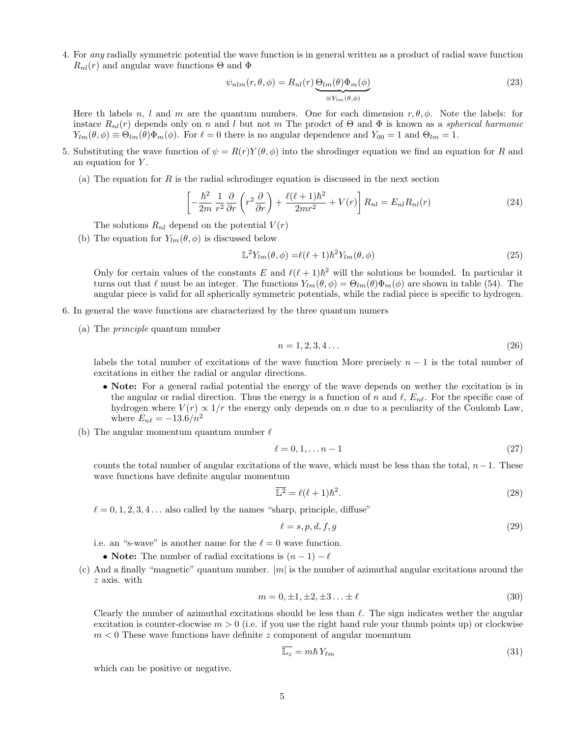4. For *any* radially symmetric potential the wave function is in general written as a product of radial wave function $R_{nl}(r)$ and angular wave functions $\Theta$ and $\Phi$

$$\psi_{nlm}(r,\theta,\phi) = R_{nl}(r)\underbrace{\Theta_{lm}(\theta)\Phi_m(\phi)}_{\equiv Y_{lm}(\theta,\phi)} \tag{23}$$

   Here th labels $n$, $l$ and $m$ are the quantum numbers. One for each dimension $r, \theta, \phi$. Note the labels: for instace $R_{nl}(r)$ depends only on $n$ and $l$ but not $m$ The prodct of $\Theta$ and $\Phi$ is known as a *spherical harmonic* $Y_{lm}(\theta,\phi) \equiv \Theta_{lm}(\theta)\Phi_m(\phi)$. For $\ell = 0$ there is no angular dependence and $Y_{00} = 1$ and $\Theta_{lm} = 1$.

5. Substituting the wave function of $\psi = R(r)Y(\theta,\phi)$ into the shrodinger equation we find an equation for $R$ and an equation for $Y$.

   (a) The equation for $R$ is the radial schrodinger equation is discussed in the next section

$$\left[-\frac{\hbar^2}{2m}\frac{1}{r^2}\frac{\partial}{\partial r}\left(r^2\frac{\partial}{\partial r}\right) + \frac{\ell(\ell+1)\hbar^2}{2mr^2} + V(r)\right]R_{nl} = E_{nl}R_{nl}(r) \tag{24}$$

   The solutions $R_{nl}$ depend on the potential $V(r)$

   (b) The equation for $Y_{lm}(\theta,\phi)$ is discussed below

$$\mathbb{L}^2 Y_{lm}(\theta,\phi) = \ell(\ell+1)\hbar^2 Y_{lm}(\theta,\phi) \tag{25}$$

   Only for certain values of the constants $E$ and $\ell(\ell+1)\hbar^2$ will the solutions be bounded. In particular it turns out that $\ell$ must be an integer. The functions $Y_{lm}(\theta,\phi) = \Theta_{lm}(\theta)\Phi_m(\phi)$ are shown in table (54). The angular piece is valid for all spherically symmetric potentials, while the radial piece is specific to hydrogen.

6. In general the wave functions are characterized by the three quantum numers

   (a) The *principle* quantum number

$$n = 1, 2, 3, 4\ldots \tag{26}$$

   labels the total number of excitations of the wave function More precisely $n-1$ is the total number of excitations in either the radial or angular directions.

   - **Note:** For a general radial potential the energy of the wave depends on wether the excitation is in the angular or radial direction. Thus the energy is a function of $n$ and $\ell$, $E_{n\ell}$. For the specific case of hydrogen where $V(r) \propto 1/r$ the energy only depends on $n$ due to a peculiarity of the Coulomb Law, where $E_{n\ell} = -13.6/n^2$

   (b) The angular momentum quantum number $\ell$

$$\ell = 0, 1, \ldots n-1 \tag{27}$$

   counts the total number of angular excitations of the wave, which must be less than the total, $n-1$. These wave functions have definite angular momentum

$$\overline{\mathbb{L}^2} = \ell(\ell+1)\hbar^2. \tag{28}$$

   $\ell = 0, 1, 2, 3, 4\ldots$ also called by the names "sharp, principle, diffuse"

$$\ell = s, p, d, f, g \tag{29}$$

   i.e. an "s-wave" is another name for the $\ell = 0$ wave function.

   - **Note:** The number of radial excitations is $(n-1) - \ell$

   (c) And a finally "magnetic" quantum number. $|m|$ is the number of azimuthal angular excitations around the $z$ axis. with

$$m = 0, \pm 1, \pm 2, \pm 3 \ldots \pm \ell \tag{30}$$

   Clearly the number of azimuthal excitations should be less than $\ell$. The sign indicates wether the angular excitation is counter-clocwise $m > 0$ (i.e. if you use the right hand rule your thumb points up) or clockwise $m < 0$ These wave functions have definite $z$ component of angular moemntum

$$\overline{\mathbb{L}_z} = m\hbar\, Y_{\ell m} \tag{31}$$

   which can be positive or negative.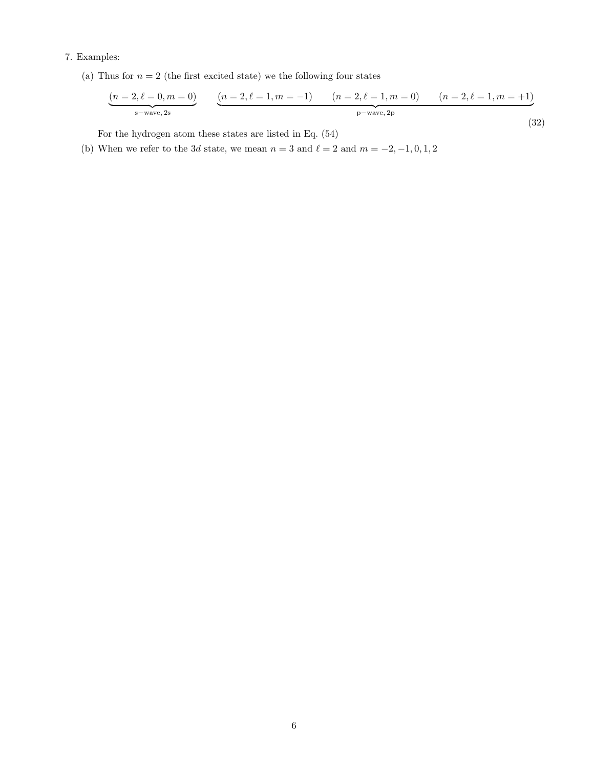7. Examples:

   (a) Thus for $n = 2$ (the first excited state) we the following four states

   $$\underbrace{(n=2, \ell=0, m=0)}_{\text{s−wave, 2s}} \qquad \underbrace{(n=2, \ell=1, m=-1) \qquad (n=2, \ell=1, m=0) \qquad (n=2, \ell=1, m=+1)}_{\text{p−wave, 2p}} \tag{32}$$

   For the hydrogen atom these states are listed in Eq. (54)

   (b) When we refer to the $3d$ state, we mean $n = 3$ and $\ell = 2$ and $m = -2, -1, 0, 1, 2$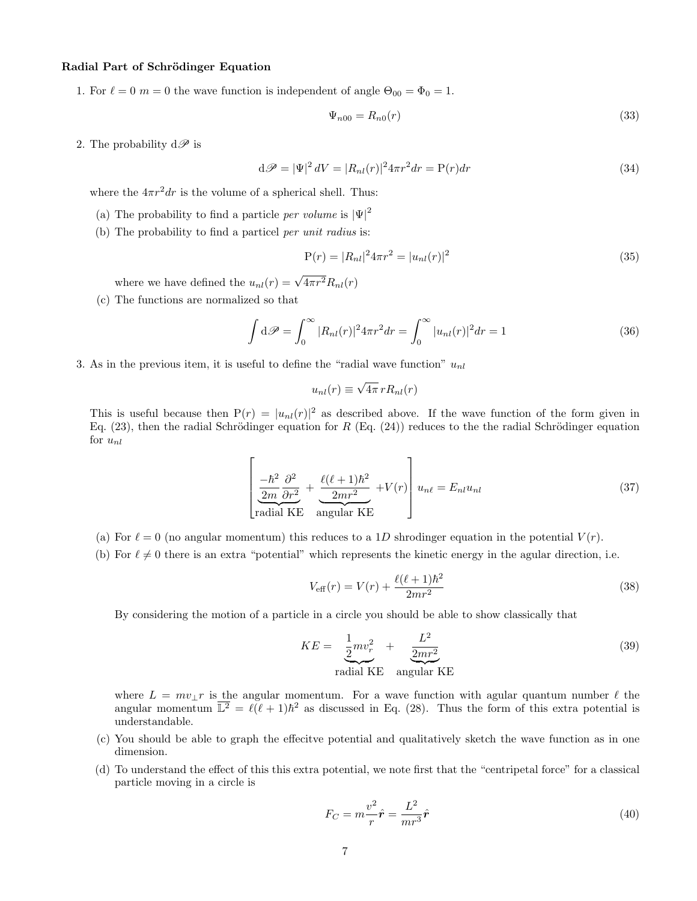**Radial Part of Schrödinger Equation**

1. For $\ell = 0$ $m = 0$ the wave function is independent of angle $\Theta_{00} = \Phi_0 = 1$.

$$\Psi_{n00} = R_{n0}(r) \tag{33}$$

2. The probability $d\mathscr{P}$ is

$$d\mathscr{P} = |\Psi|^2 \, dV = |R_{nl}(r)|^2 4\pi r^2 dr = \mathrm{P}(r)dr \tag{34}$$

   where the $4\pi r^2 dr$ is the volume of a spherical shell. Thus:

   (a) The probability to find a particle *per volume* is $|\Psi|^2$

   (b) The probability to find a particel *per unit radius* is:

$$\mathrm{P}(r) = |R_{nl}|^2 4\pi r^2 = |u_{nl}(r)|^2 \tag{35}$$

   where we have defined the $u_{nl}(r) = \sqrt{4\pi r^2} R_{nl}(r)$

   (c) The functions are normalized so that

$$\int d\mathscr{P} = \int_0^\infty |R_{nl}(r)|^2 4\pi r^2 dr = \int_0^\infty |u_{nl}(r)|^2 dr = 1 \tag{36}$$

3. As in the previous item, it is useful to define the "radial wave function" $u_{nl}$

$$u_{nl}(r) \equiv \sqrt{4\pi}\, r R_{nl}(r)$$

   This is useful because then $\mathrm{P}(r) = |u_{nl}(r)|^2$ as described above. If the wave function of the form given in Eq. (23), then the radial Schrödinger equation for $R$ (Eq. (24)) reduces to the the radial Schrödinger equation for $u_{nl}$

$$\left[ \underbrace{\frac{-\hbar^2}{2m}\frac{\partial^2}{\partial r^2}}_{\text{radial KE}} + \underbrace{\frac{\ell(\ell+1)\hbar^2}{2mr^2}}_{\text{angular KE}} + V(r) \right] u_{n\ell} = E_{nl} u_{nl} \tag{37}$$

   (a) For $\ell = 0$ (no angular momentum) this reduces to a $1D$ shrodinger equation in the potential $V(r)$.

   (b) For $\ell \neq 0$ there is an extra "potential" which represents the kinetic energy in the agular direction, i.e.

$$V_{\text{eff}}(r) = V(r) + \frac{\ell(\ell+1)\hbar^2}{2mr^2} \tag{38}$$

   By considering the motion of a particle in a circle you should be able to show classically that

$$KE = \underbrace{\frac{1}{2}mv_r^2}_{\text{radial KE}} + \underbrace{\frac{L^2}{2mr^2}}_{\text{angular KE}} \tag{39}$$

   where $L = mv_\perp r$ is the angular momentum. For a wave function with agular quantum number $\ell$ the angular momentum $\mathbb{L}^2 = \ell(\ell+1)\hbar^2$ as discussed in Eq. (28). Thus the form of this extra potential is understandable.

   (c) You should be able to graph the effecitve potential and qualitatively sketch the wave function as in one dimension.

   (d) To understand the effect of this this extra potential, we note first that the "centripetal force" for a classical particle moving in a circle is

$$F_C = m\frac{v^2}{r}\hat{\boldsymbol{r}} = \frac{L^2}{mr^3}\hat{\boldsymbol{r}} \tag{40}$$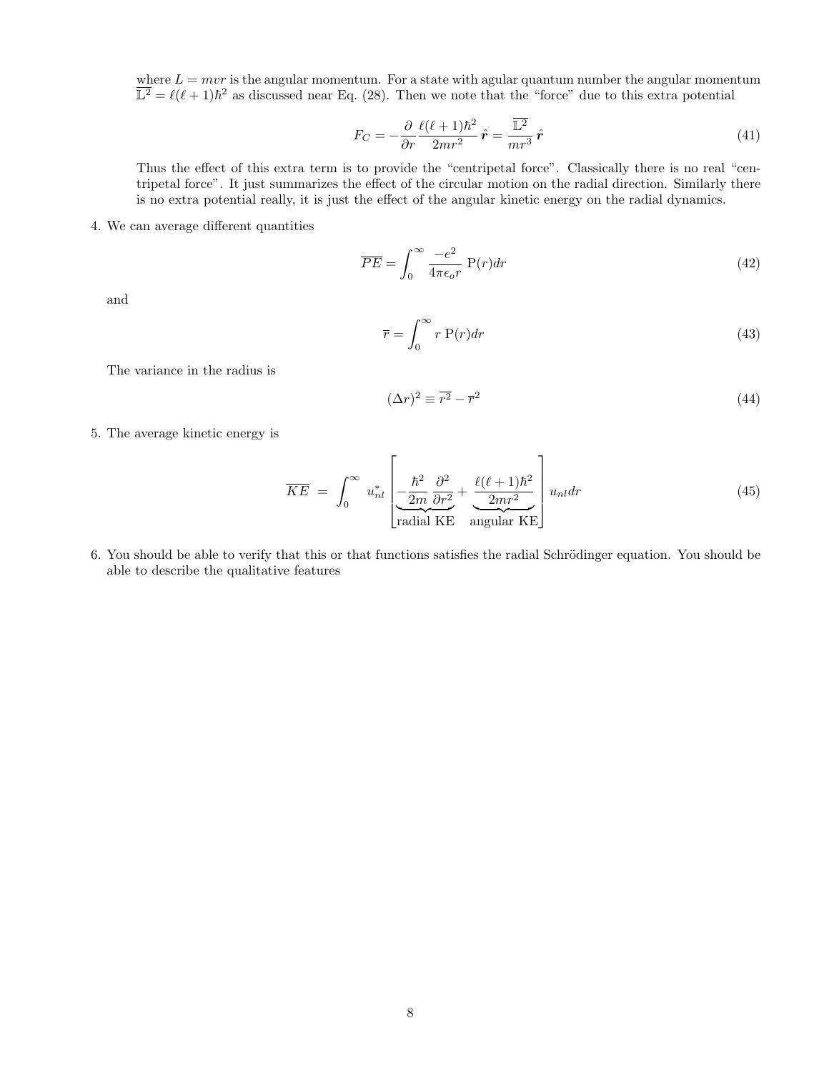where $L = mvr$ is the angular momentum. For a state with agular quantum number the angular momentum $\overline{\mathbb{L}^2} = \ell(\ell+1)\hbar^2$ as discussed near Eq. (28). Then we note that the "force" due to this extra potential

$$F_C = -\frac{\partial}{\partial r}\frac{\ell(\ell+1)\hbar^2}{2mr^2}\,\hat{\boldsymbol{r}} = \frac{\overline{\mathbb{L}^2}}{mr^3}\,\hat{\boldsymbol{r}} \tag{41}$$

Thus the effect of this extra term is to provide the "centripetal force". Classically there is no real "centripetal force". It just summarizes the effect of the circular motion on the radial direction. Similarly there is no extra potential really, it is just the effect of the angular kinetic energy on the radial dynamics.

4. We can average different quantities

$$\overline{PE} = \int_0^\infty \frac{-e^2}{4\pi\epsilon_o r}\,\mathrm{P}(r)dr \tag{42}$$

and

$$\overline{r} = \int_0^\infty r\;\mathrm{P}(r)dr \tag{43}$$

The variance in the radius is

$$(\Delta r)^2 \equiv \overline{r^2} - \overline{r}^2 \tag{44}$$

5. The average kinetic energy is

$$\overline{KE} \;=\; \int_0^\infty u^*_{nl}\left[\underbrace{-\frac{\hbar^2}{2m}\frac{\partial^2}{\partial r^2}}_{\text{radial KE}} + \underbrace{\frac{\ell(\ell+1)\hbar^2}{2mr^2}}_{\text{angular KE}}\right] u_{nl}dr \tag{45}$$

6. You should be able to verify that this or that functions satisfies the radial Schrödinger equation. You should be able to describe the qualitative features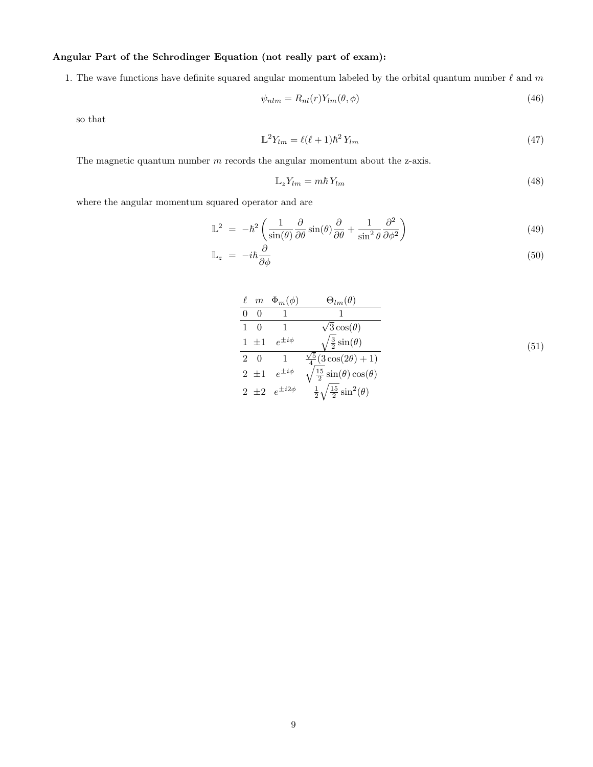**Angular Part of the Schrodinger Equation (not really part of exam):**

1. The wave functions have definite squared angular momentum labeled by the orbital quantum number $\ell$ and $m$

$$\psi_{nlm} = R_{nl}(r) Y_{lm}(\theta, \phi) \tag{46}$$

so that

$$\mathbb{L}^2 Y_{lm} = \ell(\ell+1)\hbar^2 \, Y_{lm} \tag{47}$$

The magnetic quantum number $m$ records the angular momentum about the z-axis.

$$\mathbb{L}_z Y_{lm} = m\hbar \, Y_{lm} \tag{48}$$

where the angular momentum squared operator and are

$$\mathbb{L}^2 = -\hbar^2 \left( \frac{1}{\sin(\theta)} \frac{\partial}{\partial \theta} \sin(\theta) \frac{\partial}{\partial \theta} + \frac{1}{\sin^2 \theta} \frac{\partial^2}{\partial \phi^2} \right) \tag{49}$$

$$\mathbb{L}_z = -i\hbar \frac{\partial}{\partial \phi} \tag{50}$$

(51)

| $\ell$ | $m$ | $\Phi_m(\phi)$ | $\Theta_{lm}(\theta)$ |
|---|---|---|---|
| 0 | 0 | 1 | 1 |
| 1 | 0 | 1 | $\sqrt{3}\cos(\theta)$ |
| 1 | $\pm 1$ | $e^{\pm i\phi}$ | $\sqrt{\frac{3}{2}}\sin(\theta)$ |
| 2 | 0 | 1 | $\frac{\sqrt{5}}{4}(3\cos(2\theta)+1)$ |
| 2 | $\pm 1$ | $e^{\pm i\phi}$ | $\sqrt{\frac{15}{2}}\sin(\theta)\cos(\theta)$ |
| 2 | $\pm 2$ | $e^{\pm i2\phi}$ | $\frac{1}{2}\sqrt{\frac{15}{2}}\sin^2(\theta)$ |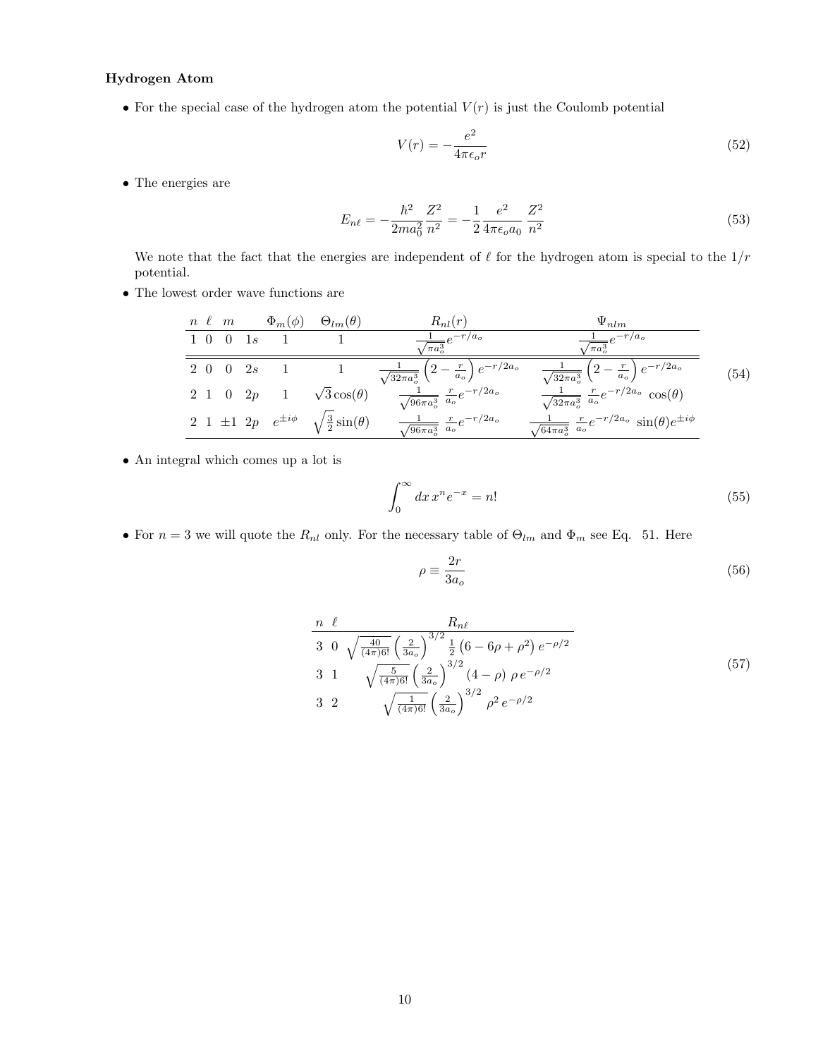**Hydrogen Atom**

- For the special case of the hydrogen atom the potential $V(r)$ is just the Coulomb potential

$$V(r) = -\frac{e^2}{4\pi\epsilon_o r} \tag{52}$$

- The energies are

$$E_{n\ell} = -\frac{\hbar^2}{2ma_0^2}\frac{Z^2}{n^2} = -\frac{1}{2}\frac{e^2}{4\pi\epsilon_o a_0}\frac{Z^2}{n^2} \tag{53}$$

We note that the fact that the energies are independent of $\ell$ for the hydrogen atom is special to the $1/r$ potential.

- The lowest order wave functions are

| $n$ | $\ell$ | $m$ | | $\Phi_m(\phi)$ | $\Theta_{lm}(\theta)$ | $R_{nl}(r)$ | $\Psi_{nlm}$ |
|---|---|---|---|---|---|---|---|
| 1 | 0 | 0 | $1s$ | 1 | 1 | $\frac{1}{\sqrt{\pi a_o^3}}e^{-r/a_o}$ | $\frac{1}{\sqrt{\pi a_o^3}}e^{-r/a_o}$ |
| 2 | 0 | 0 | $2s$ | 1 | 1 | $\frac{1}{\sqrt{32\pi a_o^3}}\left(2-\frac{r}{a_o}\right)e^{-r/2a_o}$ | $\frac{1}{\sqrt{32\pi a_o^3}}\left(2-\frac{r}{a_o}\right)e^{-r/2a_o}$ |
| 2 | 1 | 0 | $2p$ | 1 | $\sqrt{3}\cos(\theta)$ | $\frac{1}{\sqrt{96\pi a_o^3}}\ \frac{r}{a_o}e^{-r/2a_o}$ | $\frac{1}{\sqrt{32\pi a_o^3}}\ \frac{r}{a_o}e^{-r/2a_o}\ \cos(\theta)$ |
| 2 | 1 | $\pm1$ | $2p$ | $e^{\pm i\phi}$ | $\sqrt{\frac{3}{2}}\sin(\theta)$ | $\frac{1}{\sqrt{96\pi a_o^3}}\ \frac{r}{a_o}e^{-r/2a_o}$ | $\frac{1}{\sqrt{64\pi a_o^3}}\ \frac{r}{a_o}e^{-r/2a_o}\ \sin(\theta)e^{\pm i\phi}$ |

(54)

- An integral which comes up a lot is

$$\int_0^\infty dx\, x^n e^{-x} = n! \tag{55}$$

- For $n = 3$ we will quote the $R_{nl}$ only. For the necessary table of $\Theta_{lm}$ and $\Phi_m$ see Eq. 51. Here

$$\rho \equiv \frac{2r}{3a_o} \tag{56}$$

| $n$ | $\ell$ | $R_{n\ell}$ |
|---|---|---|
| 3 | 0 | $\sqrt{\frac{40}{(4\pi)6!}}\left(\frac{2}{3a_o}\right)^{3/2}\frac{1}{2}\left(6-6\rho+\rho^2\right)e^{-\rho/2}$ |
| 3 | 1 | $\sqrt{\frac{5}{(4\pi)6!}}\left(\frac{2}{3a_o}\right)^{3/2}(4-\rho)\ \rho\, e^{-\rho/2}$ |
| 3 | 2 | $\sqrt{\frac{1}{(4\pi)6!}}\left(\frac{2}{3a_o}\right)^{3/2}\ \rho^2\, e^{-\rho/2}$ |

(57)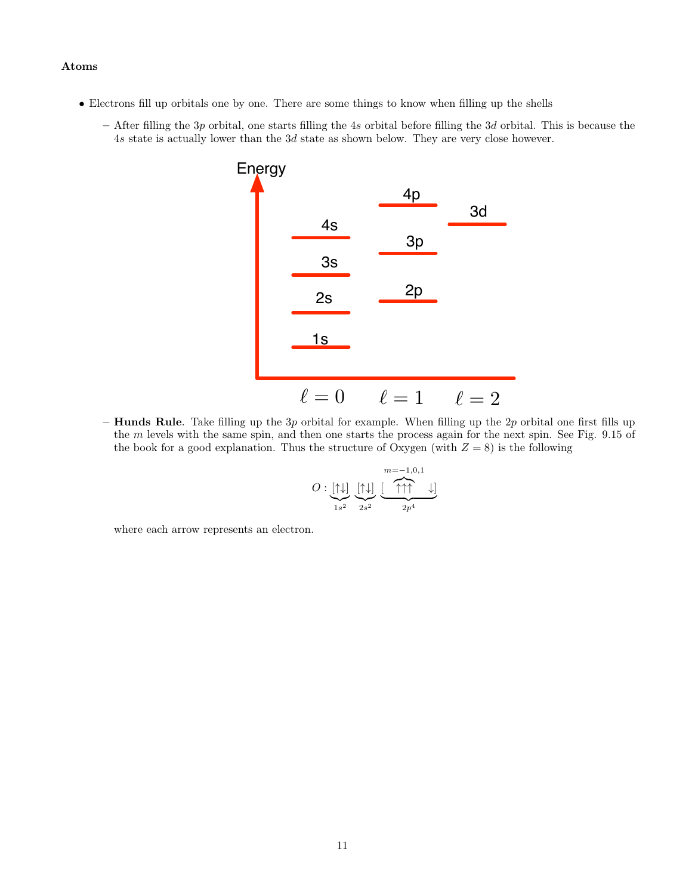**Atoms**

- Electrons fill up orbitals one by one. There are some things to know when filling up the shells
  - After filling the $3p$ orbital, one starts filling the $4s$ orbital before filling the $3d$ orbital. This is because the $4s$ state is actually lower than the $3d$ state as shown below. They are very close however.

Energy

4p

3d

4s

3p

3s

2p

2s

1s

$\ell = 0$ $\quad \ell = 1$ $\quad \ell = 2$

  - **Hunds Rule**. Take filling up the $3p$ orbital for example. When filling up the $2p$ orbital one first fills up the $m$ levels with the same spin, and then one starts the process again for the next spin. See Fig. 9.15 of the book for a good explanation. Thus the structure of Oxygen (with $Z = 8$) is the following

$$O : \underbrace{[\uparrow\downarrow]}_{1s^2} \; \underbrace{[\uparrow\downarrow]}_{2s^2} \; \underbrace{[\,\overbrace{\uparrow\uparrow\uparrow}^{m=-1,0,1} \quad \downarrow]}_{2p^4}$$

where each arrow represents an electron.